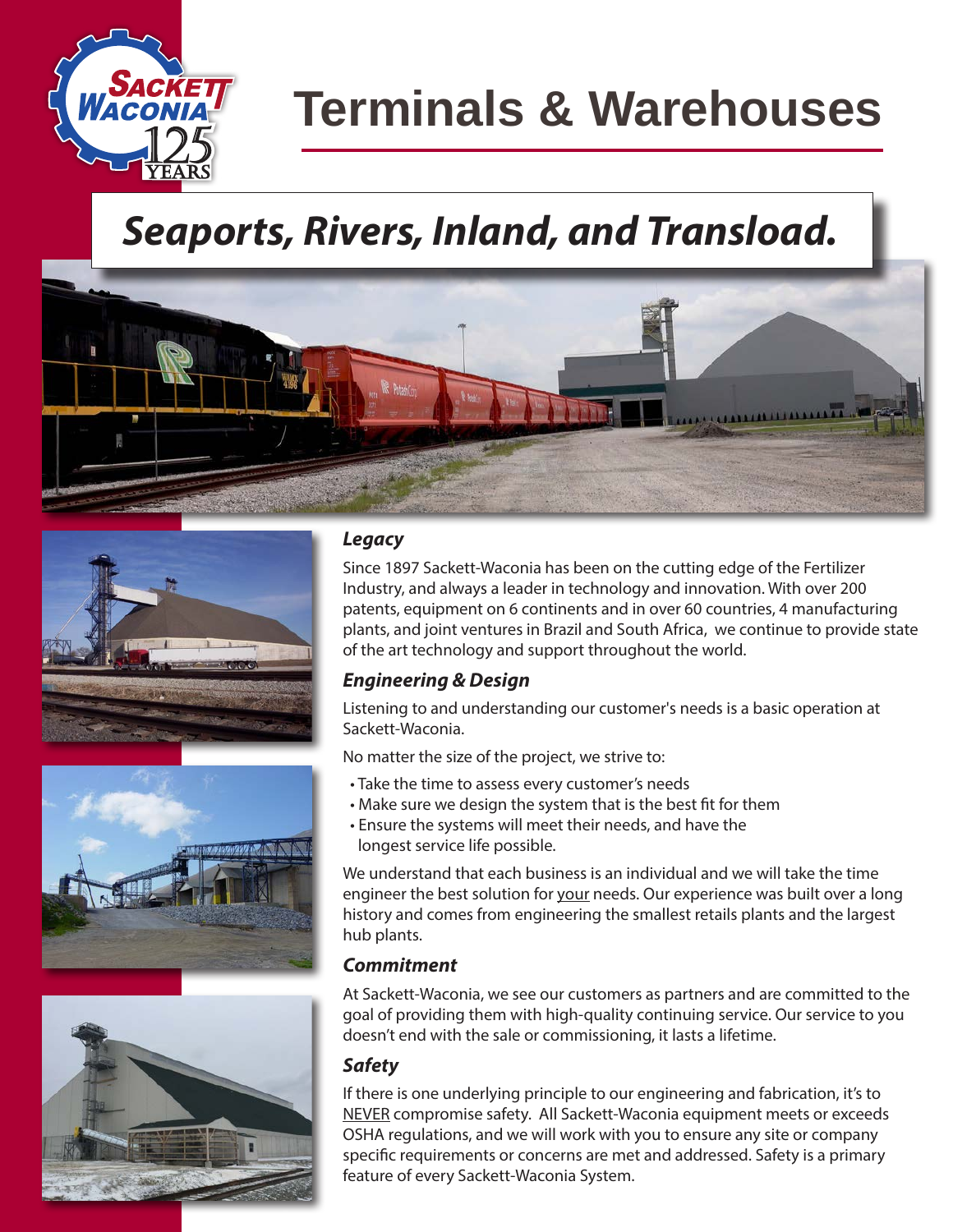# Terminals & Warehouses

## *Seaports, Rivers, Inland, and Transload.*

### *Legacy*

Since 1897 Sackett-Waconia has been on the cutting edge of the Fertilizer Industry, and always a leader in technology and innovation. With over 200 patents, equipment on 6 continents and in over 60 countries, 4 manufacturing plants, and joint ventures in Brazil and South Africa, we continue to provide state of the art technology and support throughout the world.

### *Engineering & Design*

Listening to and understanding our customer's needs is a basic operation at Sackett-Waconia.

No matter the size of the project, we strive to:

- Take the time to assess every customer's needs
- Make sure we design the system that is the best fit for them
- Ensure the systems will meet their needs, and have the longest service life possible.

We understand that each business is an individual and we will take the time engineer the best solution for your needs. Our experience was built over a long history and comes from engineering the smallest retails plants and the largest hub plants.

### *Commitment*

At Sackett-Waconia, we see our customers as partners and are committed to the goal of providing them with high-quality continuing service. Our service to you doesn't end with the sale or commissioning, it lasts a lifetime.

### *Safety*

If there is one underlying principle to our engineering and fabrication, it's to NEVER compromise safety. All Sackett-Waconia equipment meets or exceeds OSHA regulations, and we will work with you to ensure any site or company specific requirements or concerns are met and addressed. Safety is a primary feature of every Sackett-Waconia System.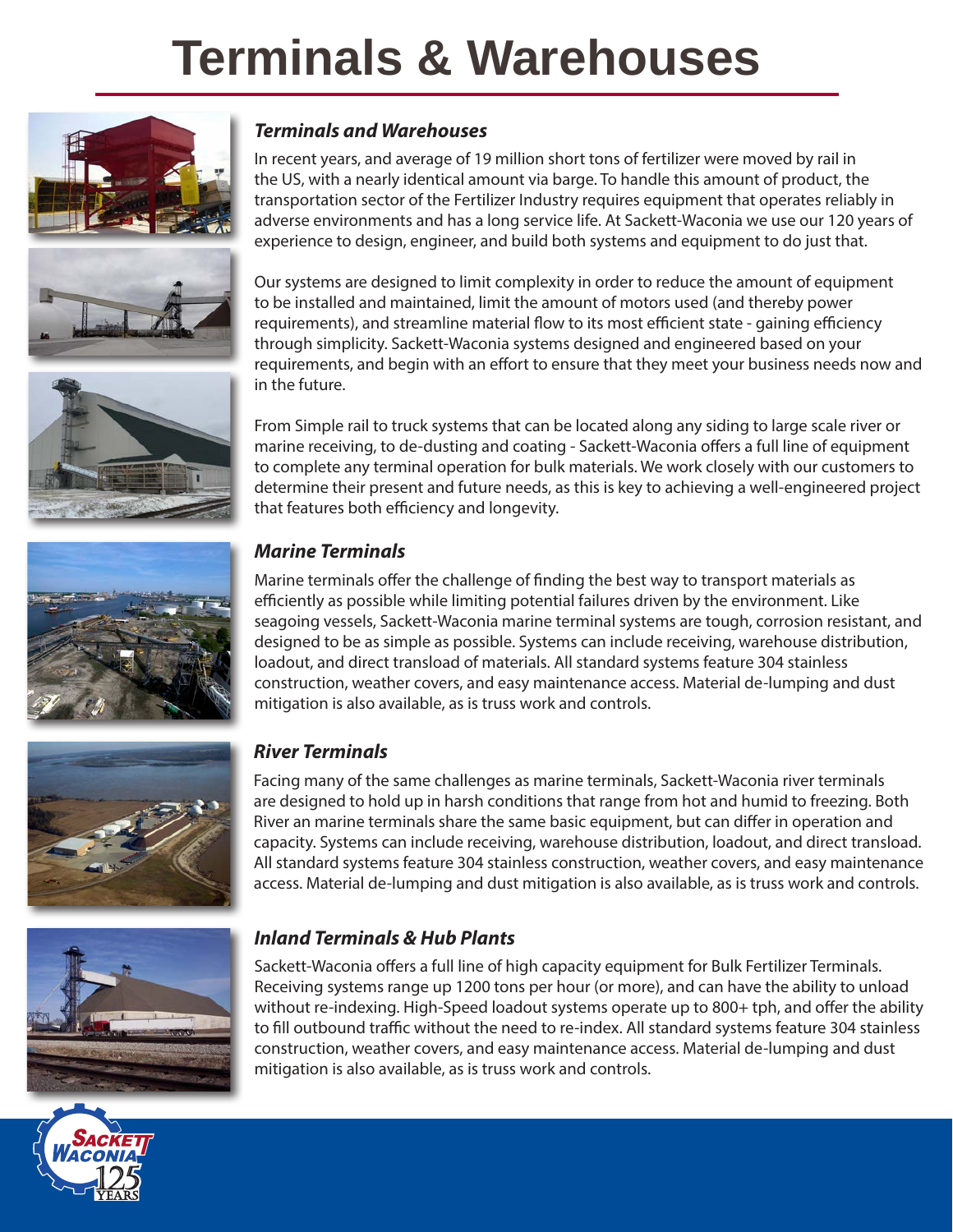# Terminals & Warehouses

### *Terminals and Warehouses*

In recent years, and average of 19 million short tons of fertilizer were moved by rail in the US, with a nearly identical amount via barge. To handle this amount of product, the transportation sector of the Fertilizer Industry requires equipment that operates reliably in adverse environments and has a long service life. At Sackett-Waconia we use our 120 years of experience to design, engineer, and build both systems and equipment to do just that.

Our systems are designed to limit complexity in order to reduce the amount of equipment to be installed and maintained, limit the amount of motors used (and thereby power requirements), and streamline material flow to its most efficient state - gaining efficiency through simplicity. Sackett-Waconia systems designed and engineered based on your requirements, and begin with an effort to ensure that they meet your business needs now and in the future.

From Simple rail to truck systems that can be located along any siding to large scale river or marine receiving, to de-dusting and coating - Sackett-Waconia offers a full line of equipment to complete any terminal operation for bulk materials. We work closely with our customers to determine their present and future needs, as this is key to achieving a well-engineered project that features both efficiency and longevity.

### *Marine Terminals*

Marine terminals offer the challenge of finding the best way to transport materials as efficiently as possible while limiting potential failures driven by the environment. Like seagoing vessels, Sackett-Waconia marine terminal systems are tough, corrosion resistant, and designed to be as simple as possible. Systems can include receiving, warehouse distribution, loadout, and direct transload of materials. All standard systems feature 304 stainless construction, weather covers, and easy maintenance access. Material de-lumping and dust mitigation is also available, as is truss work and controls.

### *River Terminals*

Facing many of the same challenges as marine terminals, Sackett-Waconia river terminals are designed to hold up in harsh conditions that range from hot and humid to freezing. Both River an marine terminals share the same basic equipment, but can differ in operation and capacity. Systems can include receiving, warehouse distribution, loadout, and direct transload. All standard systems feature 304 stainless construction, weather covers, and easy maintenance access. Material de-lumping and dust mitigation is also available, as is truss work and controls.

### *Inland Terminals & Hub Plants*

Sackett-Waconia offers a full line of high capacity equipment for Bulk Fertilizer Terminals. Receiving systems range up 1200 tons per hour (or more), and can have the ability to unload without re-indexing. High-Speed loadout systems operate up to 800+ tph, and offer the ability to fill outbound traffic without the need to re-index. All standard systems feature 304 stainless construction, weather covers, and easy maintenance access. Material de-lumping and dust mitigation is also available, as is truss work and controls.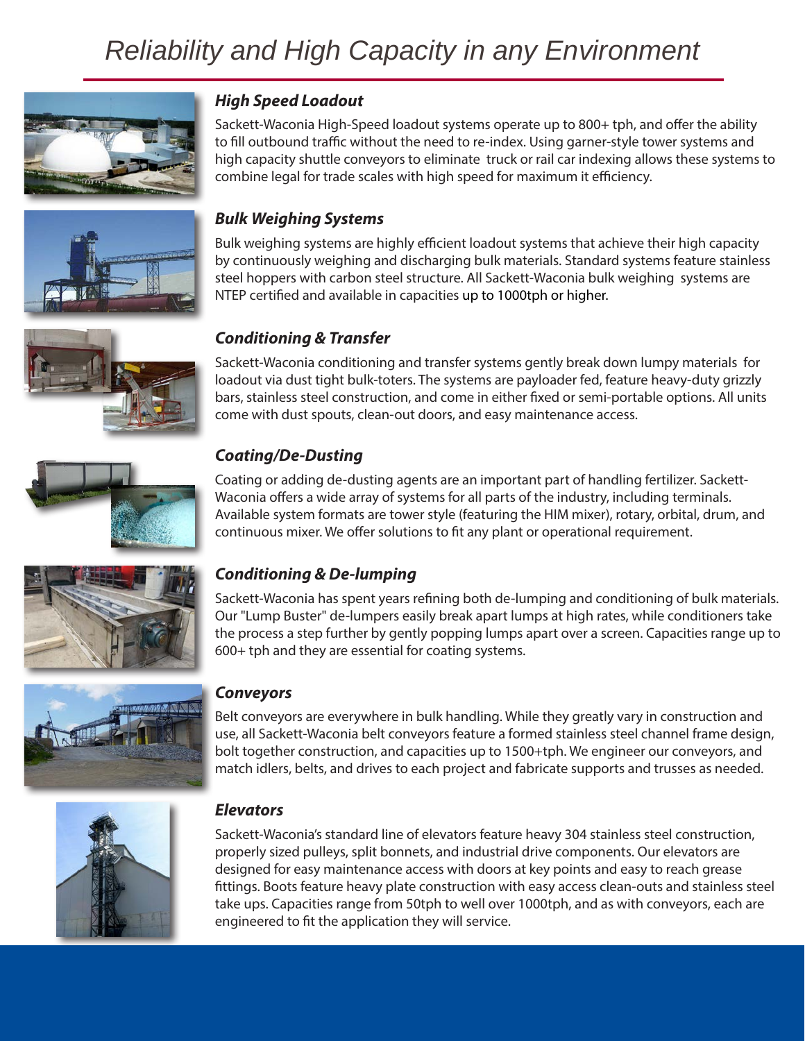# Reliability and High Capacity in any Environment

### *High Speed Loadout*

Sackett-Waconia High-Speed loadout systems operate up to 800+ tph, and offer the ability to fill outbound traffic without the need to re-index. Using garner-style tower systems and high capacity shuttle conveyors to eliminate truck or rail car indexing allows these systems to combine legal for trade scales with high speed for maximum it efficiency.

### *Bulk Weighing Systems*

Bulk weighing systems are highly efficient loadout systems that achieve their high capacity by continuously weighing and discharging bulk materials. Standard systems feature stainless steel hoppers with carbon steel structure. All Sackett-Waconia bulk weighing systems are NTEP certified and available in capacities up to 1000tph or higher.

### *Conditioning & Transfer*

Sackett-Waconia conditioning and transfer systems gently break down lumpy materials for loadout via dust tight bulk-toters. The systems are payloader fed, feature heavy-duty grizzly bars, stainless steel construction, and come in either fixed or semi-portable options. All units come with dust spouts, clean-out doors, and easy maintenance access.

### *Coating/De-Dusting*

Coating or adding de-dusting agents are an important part of handling fertilizer. Sackett-Waconia offers a wide array of systems for all parts of the industry, including terminals. Available system formats are tower style (featuring the HIM mixer), rotary, orbital, drum, and continuous mixer. We offer solutions to fit any plant or operational requirement.

### *Conditioning & De-lumping*

Sackett-Waconia has spent years refining both de-lumping and conditioning of bulk materials. Our "Lump Buster" de-lumpers easily break apart lumps at high rates, while conditioners take the process a step further by gently popping lumps apart over a screen. Capacities range up to 600+ tph and they are essential for coating systems.

### *Conveyors*

Belt conveyors are everywhere in bulk handling. While they greatly vary in construction and use, all Sackett-Waconia belt conveyors feature a formed stainless steel channel frame design, bolt together construction, and capacities up to 1500+tph. We engineer our conveyors, and match idlers, belts, and drives to each project and fabricate supports and trusses as needed.

### *Elevators*

Sackett-Waconia's standard line of elevators feature heavy 304 stainless steel construction, properly sized pulleys, split bonnets, and industrial drive components. Our elevators are designed for easy maintenance access with doors at key points and easy to reach grease fittings. Boots feature heavy plate construction with easy access clean-outs and stainless steel take ups. Capacities range from 50tph to well over 1000tph, and as with conveyors, each are engineered to fit the application they will service.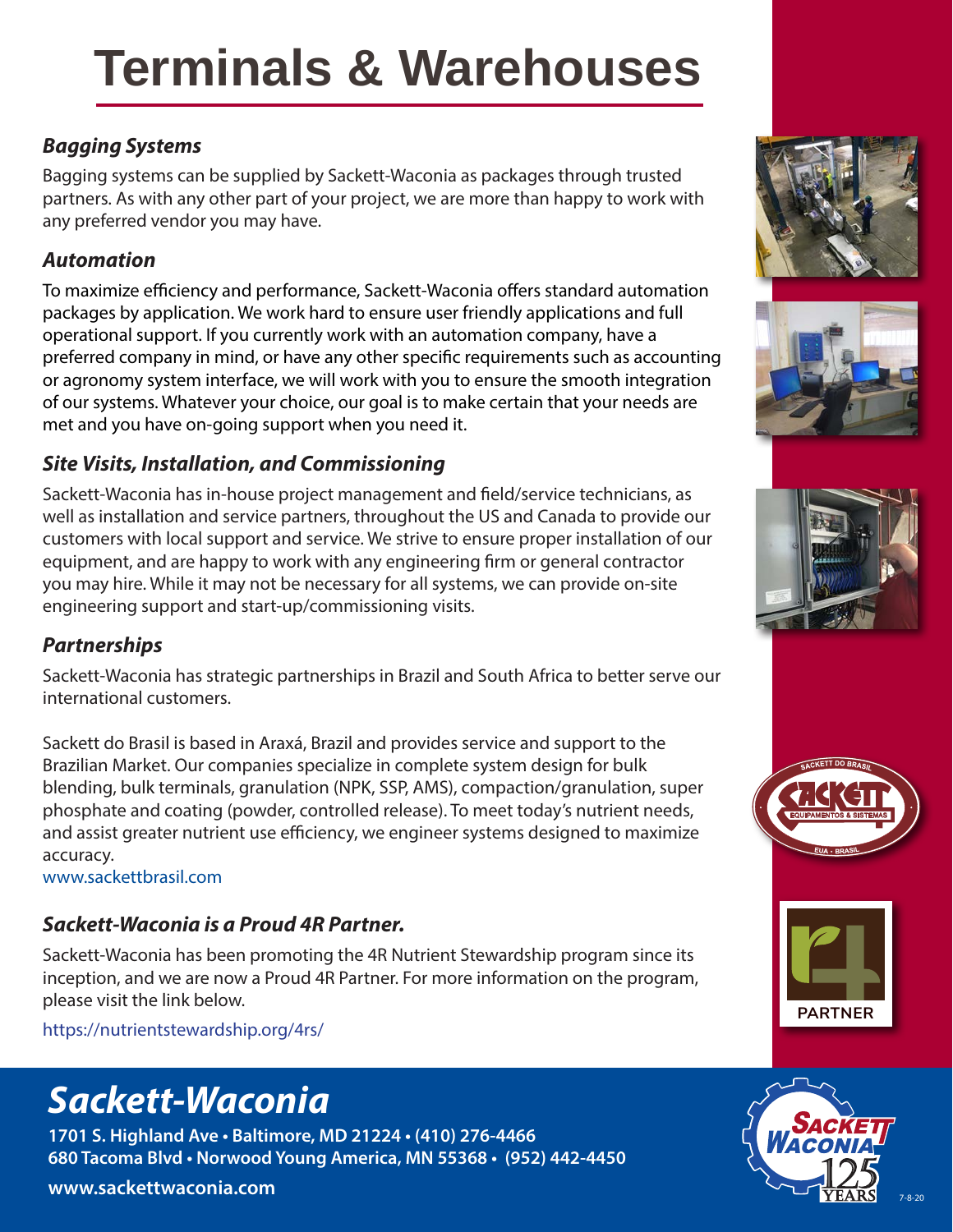# Terminals & Warehouses

### *Bagging Systems*

Bagging systems can be supplied by Sackett-Waconia as packages through trusted partners. As with any other part of your project, we are more than happy to work with any preferred vendor you may have.

### *Automation*

To maximize efficiency and performance, Sackett-Waconia offers standard automation packages by application. We work hard to ensure user friendly applications and full operational support. If you currently work with an automation company, have a preferred company in mind, or have any other specific requirements such as accounting or agronomy system interface, we will work with you to ensure the smooth integration of our systems. Whatever your choice, our goal is to make certain that your needs are met and you have on-going support when you need it.

### *Site Visits, Installation, and Commissioning*

Sackett-Waconia has in-house project management and field/service technicians, as well as installation and service partners, throughout the US and Canada to provide our customers with local support and service. We strive to ensure proper installation of our equipment, and are happy to work with any engineering firm or general contractor you may hire. While it may not be necessary for all systems, we can provide on-site engineering support and start-up/commissioning visits.

### *Partnerships*

Sackett-Waconia has strategic partnerships in Brazil and South Africa to better serve our international customers.

Sackett do Brasil is based in Araxá, Brazil and provides service and support to the Brazilian Market. Our companies specialize in complete system design for bulk blending, bulk terminals, granulation (NPK, SSP, AMS), compaction/granulation, super phosphate and coating (powder, controlled release). To meet today's nutrient needs, and assist greater nutrient use efficiency, we engineer systems designed to maximize accuracy.
www.sackettbrasil.com

### *Sackett-Waconia is a Proud 4R Partner.*

Sackett-Waconia has been promoting the 4R Nutrient Stewardship program since its inception, and we are now a Proud 4R Partner. For more information on the program, please visit the link below.

https://nutrientstewardship.org/4rs/

## *Sackett-Waconia*

**1701 S. Highland Ave • Baltimore, MD 21224 • (410) 276-4466**
**680 Tacoma Blvd • Norwood Young America, MN 55368 • (952) 442-4450**

**www.sackettwaconia.com**

7-8-20